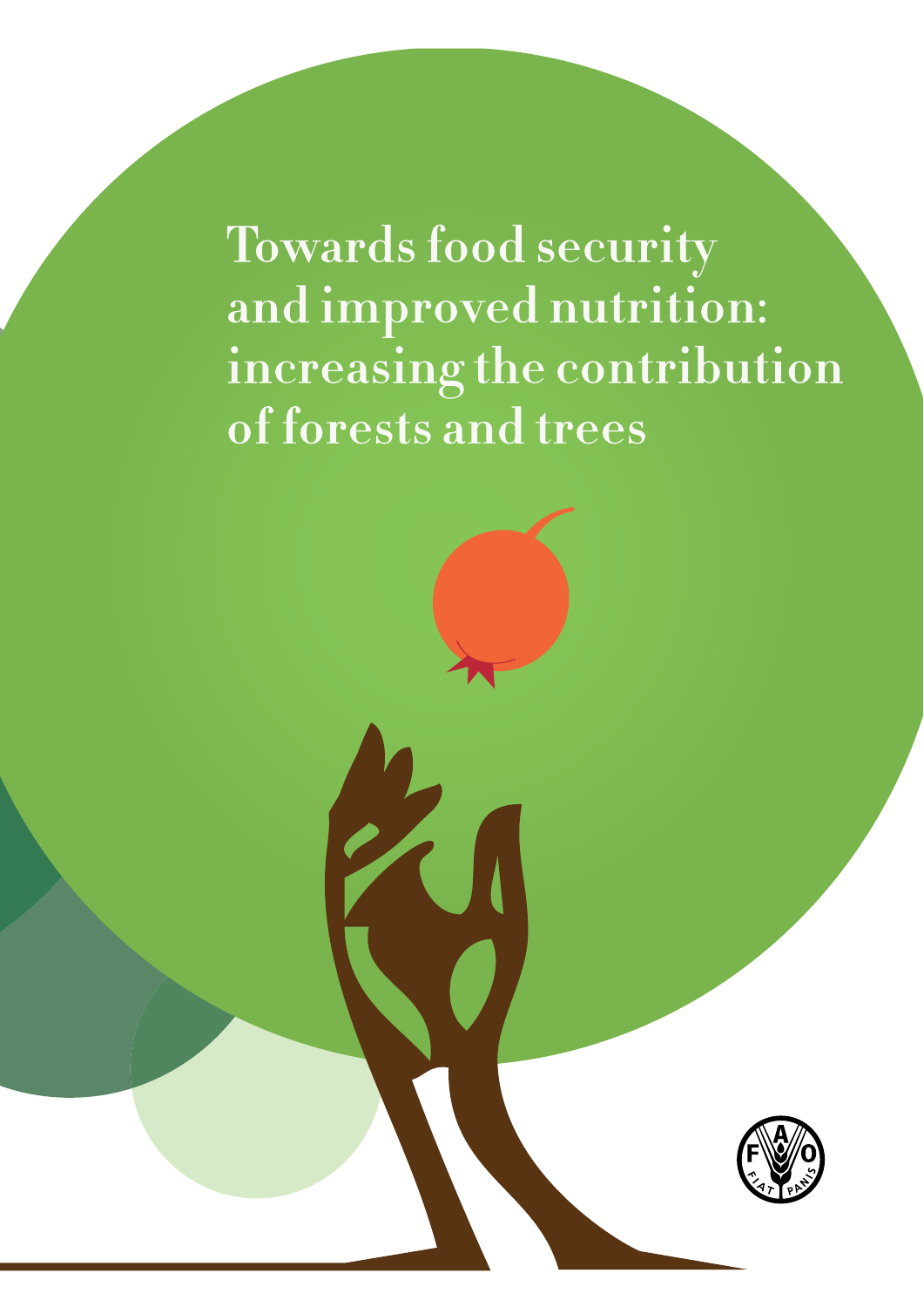# Towards food security and improved nutrition: increasing the contribution of forests and trees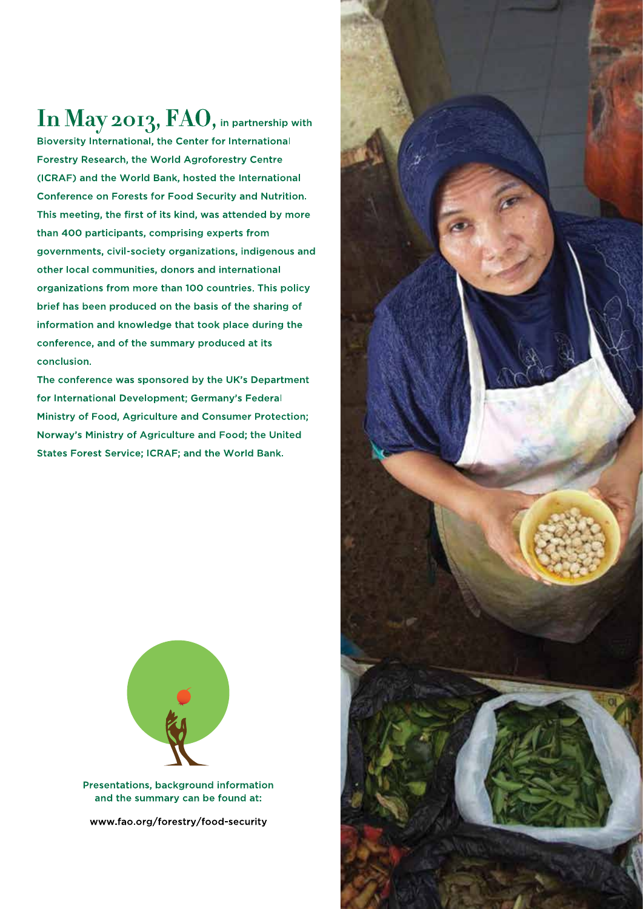**In May 2013, FAO,** in partnership with Bioversity International, the Center for International Forestry Research, the World Agroforestry Centre (ICRAF) and the World Bank, hosted the International Conference on Forests for Food Security and Nutrition. This meeting, the first of its kind, was attended by more than 400 participants, comprising experts from governments, civil-society organizations, indigenous and other local communities, donors and international organizations from more than 100 countries. This policy brief has been produced on the basis of the sharing of information and knowledge that took place during the conference, and of the summary produced at its conclusion.

The conference was sponsored by the UK's Department for International Development; Germany's Federal Ministry of Food, Agriculture and Consumer Protection; Norway's Ministry of Agriculture and Food; the United States Forest Service; ICRAF; and the World Bank.

Presentations, background information and the summary can be found at:

www.fao.org/forestry/food-security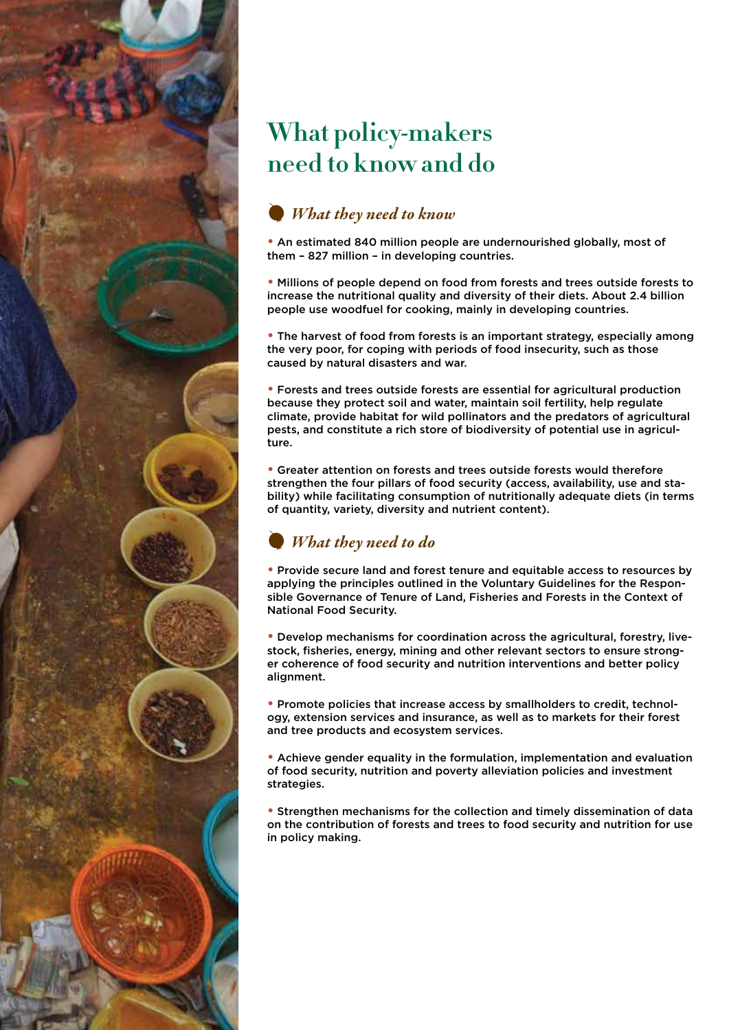# What policy-makers need to know and do

## *What they need to know*

- An estimated 840 million people are undernourished globally, most of them – 827 million – in developing countries.

- Millions of people depend on food from forests and trees outside forests to increase the nutritional quality and diversity of their diets. About 2.4 billion people use woodfuel for cooking, mainly in developing countries.

- The harvest of food from forests is an important strategy, especially among the very poor, for coping with periods of food insecurity, such as those caused by natural disasters and war.

- Forests and trees outside forests are essential for agricultural production because they protect soil and water, maintain soil fertility, help regulate climate, provide habitat for wild pollinators and the predators of agricultural pests, and constitute a rich store of biodiversity of potential use in agriculture.

- Greater attention on forests and trees outside forests would therefore strengthen the four pillars of food security (access, availability, use and stability) while facilitating consumption of nutritionally adequate diets (in terms of quantity, variety, diversity and nutrient content).

## *What they need to do*

- Provide secure land and forest tenure and equitable access to resources by applying the principles outlined in the Voluntary Guidelines for the Responsible Governance of Tenure of Land, Fisheries and Forests in the Context of National Food Security.

- Develop mechanisms for coordination across the agricultural, forestry, livestock, fisheries, energy, mining and other relevant sectors to ensure stronger coherence of food security and nutrition interventions and better policy alignment.

- Promote policies that increase access by smallholders to credit, technology, extension services and insurance, as well as to markets for their forest and tree products and ecosystem services.

- Achieve gender equality in the formulation, implementation and evaluation of food security, nutrition and poverty alleviation policies and investment strategies.

- Strengthen mechanisms for the collection and timely dissemination of data on the contribution of forests and trees to food security and nutrition for use in policy making.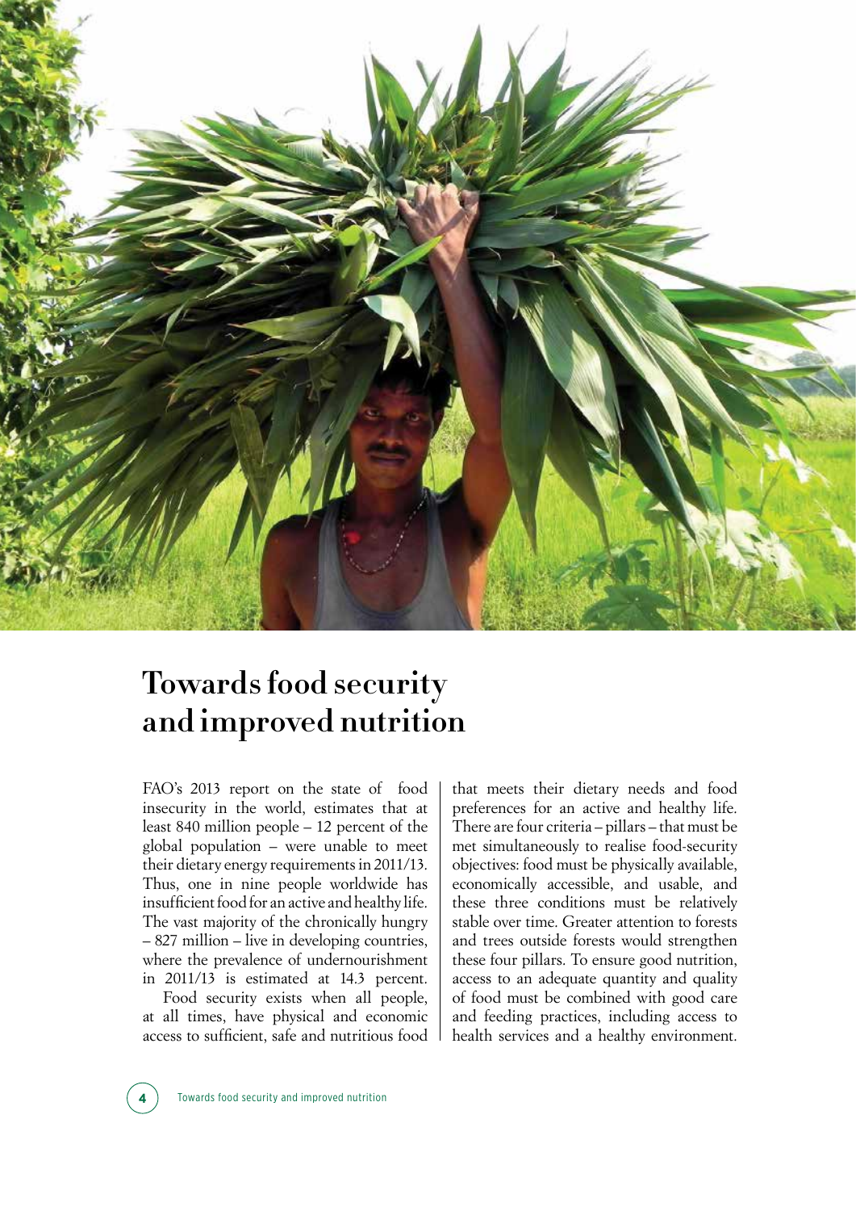# Towards food security and improved nutrition

FAO's 2013 report on the state of food insecurity in the world, estimates that at least 840 million people – 12 percent of the global population – were unable to meet their dietary energy requirements in 2011/13. Thus, one in nine people worldwide has insufficient food for an active and healthy life. The vast majority of the chronically hungry – 827 million – live in developing countries, where the prevalence of undernourishment in 2011/13 is estimated at 14.3 percent.

Food security exists when all people, at all times, have physical and economic access to sufficient, safe and nutritious food that meets their dietary needs and food preferences for an active and healthy life. There are four criteria – pillars – that must be met simultaneously to realise food-security objectives: food must be physically available, economically accessible, and usable, and these three conditions must be relatively stable over time. Greater attention to forests and trees outside forests would strengthen these four pillars. To ensure good nutrition, access to an adequate quantity and quality of food must be combined with good care and feeding practices, including access to health services and a healthy environment.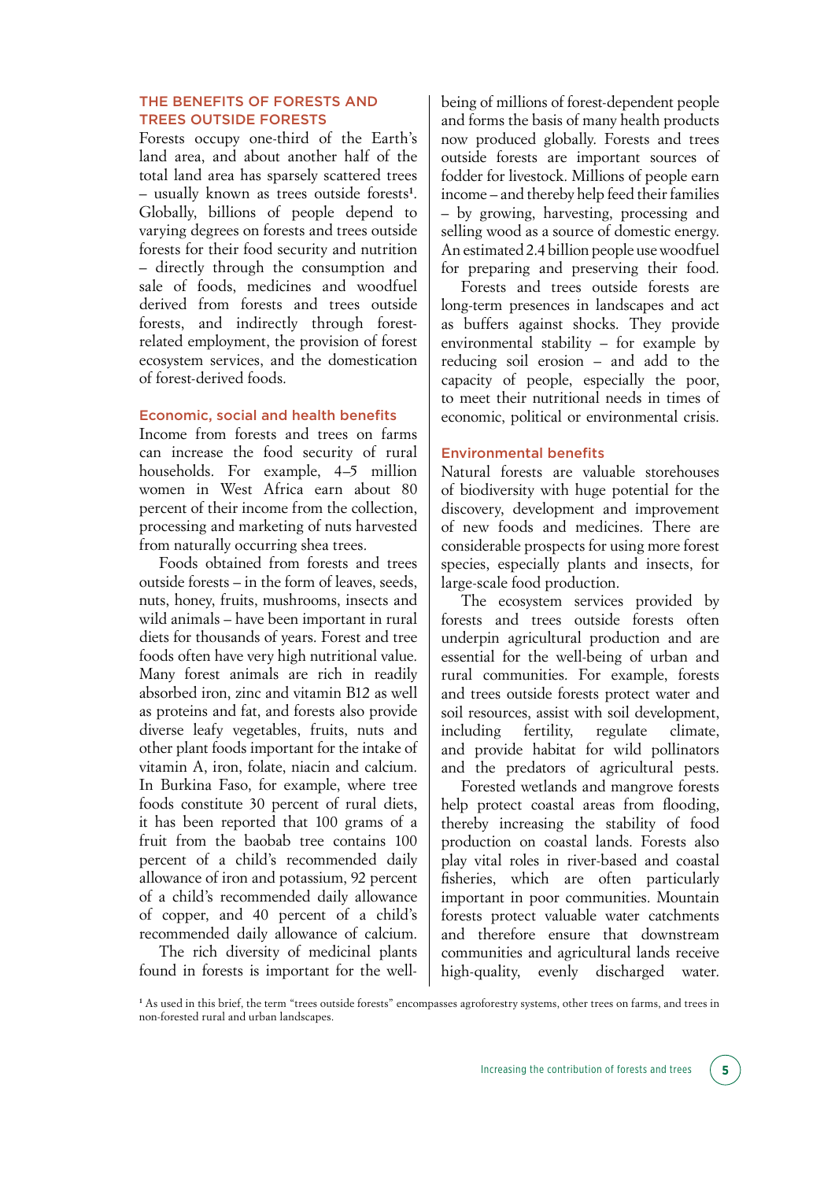## THE BENEFITS OF FORESTS AND TREES OUTSIDE FORESTS

Forests occupy one-third of the Earth's land area, and about another half of the total land area has sparsely scattered trees – usually known as trees outside forests[1]. Globally, billions of people depend to varying degrees on forests and trees outside forests for their food security and nutrition – directly through the consumption and sale of foods, medicines and woodfuel derived from forests and trees outside forests, and indirectly through forest-related employment, the provision of forest ecosystem services, and the domestication of forest-derived foods.

### Economic, social and health benefits

Income from forests and trees on farms can increase the food security of rural households. For example, 4–5 million women in West Africa earn about 80 percent of their income from the collection, processing and marketing of nuts harvested from naturally occurring shea trees.

Foods obtained from forests and trees outside forests – in the form of leaves, seeds, nuts, honey, fruits, mushrooms, insects and wild animals – have been important in rural diets for thousands of years. Forest and tree foods often have very high nutritional value. Many forest animals are rich in readily absorbed iron, zinc and vitamin B12 as well as proteins and fat, and forests also provide diverse leafy vegetables, fruits, nuts and other plant foods important for the intake of vitamin A, iron, folate, niacin and calcium. In Burkina Faso, for example, where tree foods constitute 30 percent of rural diets, it has been reported that 100 grams of a fruit from the baobab tree contains 100 percent of a child's recommended daily allowance of iron and potassium, 92 percent of a child's recommended daily allowance of copper, and 40 percent of a child's recommended daily allowance of calcium.

The rich diversity of medicinal plants found in forests is important for the well-being of millions of forest-dependent people and forms the basis of many health products now produced globally. Forests and trees outside forests are important sources of fodder for livestock. Millions of people earn income – and thereby help feed their families – by growing, harvesting, processing and selling wood as a source of domestic energy. An estimated 2.4 billion people use woodfuel for preparing and preserving their food.

Forests and trees outside forests are long-term presences in landscapes and act as buffers against shocks. They provide environmental stability – for example by reducing soil erosion – and add to the capacity of people, especially the poor, to meet their nutritional needs in times of economic, political or environmental crisis.

### Environmental benefits

Natural forests are valuable storehouses of biodiversity with huge potential for the discovery, development and improvement of new foods and medicines. There are considerable prospects for using more forest species, especially plants and insects, for large-scale food production.

The ecosystem services provided by forests and trees outside forests often underpin agricultural production and are essential for the well-being of urban and rural communities. For example, forests and trees outside forests protect water and soil resources, assist with soil development, including fertility, regulate climate, and provide habitat for wild pollinators and the predators of agricultural pests.

Forested wetlands and mangrove forests help protect coastal areas from flooding, thereby increasing the stability of food production on coastal lands. Forests also play vital roles in river-based and coastal fisheries, which are often particularly important in poor communities. Mountain forests protect valuable water catchments and therefore ensure that downstream communities and agricultural lands receive high-quality, evenly discharged water.

[1] As used in this brief, the term "trees outside forests" encompasses agroforestry systems, other trees on farms, and trees in non-forested rural and urban landscapes.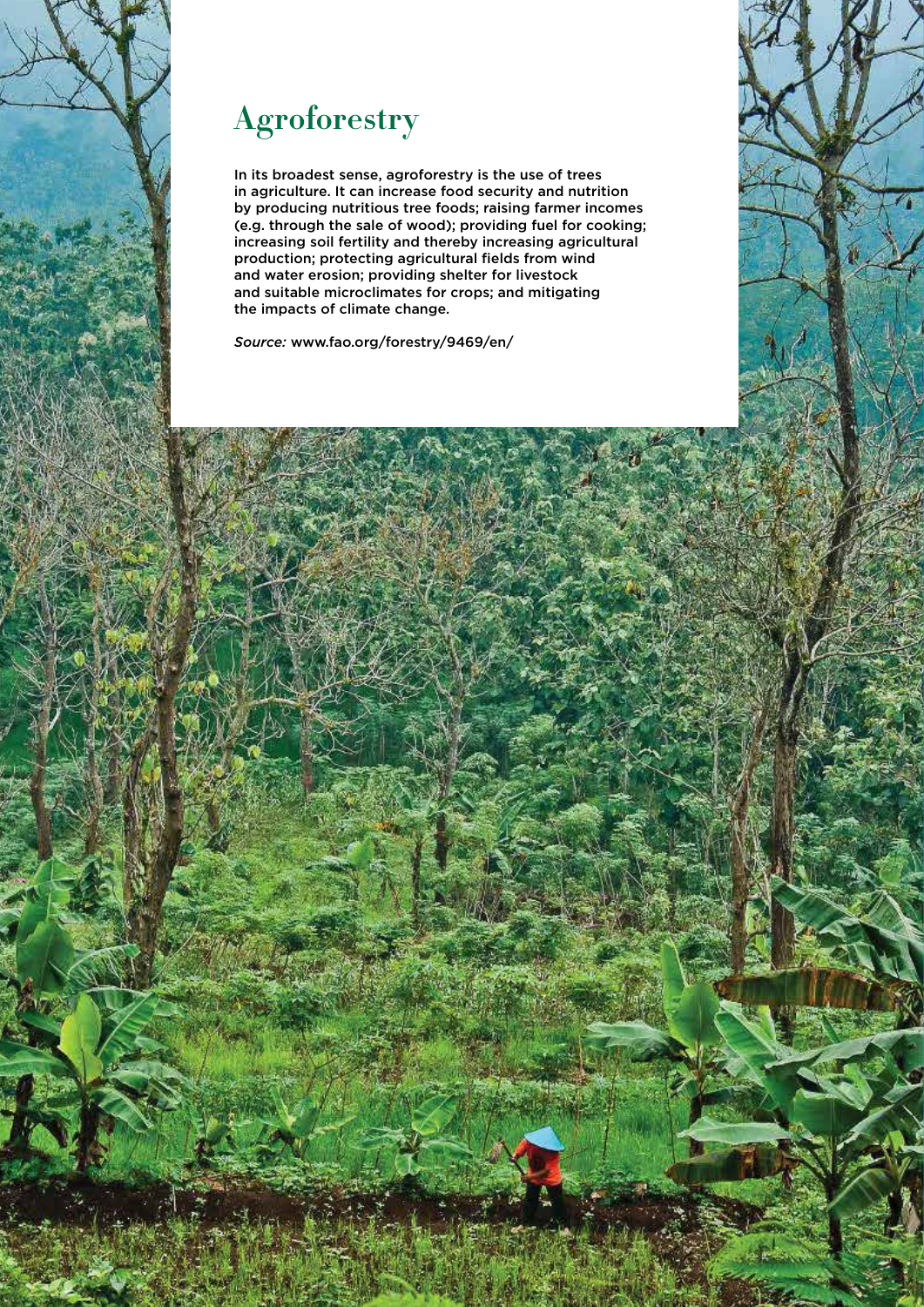# Agroforestry

In its broadest sense, agroforestry is the use of trees in agriculture. It can increase food security and nutrition by producing nutritious tree foods; raising farmer incomes (e.g. through the sale of wood); providing fuel for cooking; increasing soil fertility and thereby increasing agricultural production; protecting agricultural fields from wind and water erosion; providing shelter for livestock and suitable microclimates for crops; and mitigating the impacts of climate change.

*Source:* www.fao.org/forestry/9469/en/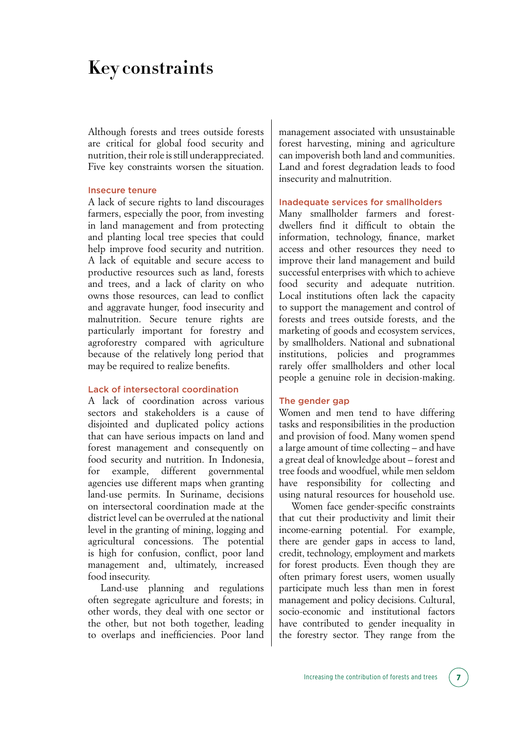# Key constraints

Although forests and trees outside forests are critical for global food security and nutrition, their role is still underappreciated. Five key constraints worsen the situation.

### Insecure tenure

A lack of secure rights to land discourages farmers, especially the poor, from investing in land management and from protecting and planting local tree species that could help improve food security and nutrition. A lack of equitable and secure access to productive resources such as land, forests and trees, and a lack of clarity on who owns those resources, can lead to conflict and aggravate hunger, food insecurity and malnutrition. Secure tenure rights are particularly important for forestry and agroforestry compared with agriculture because of the relatively long period that may be required to realize benefits.

### Lack of intersectoral coordination

A lack of coordination across various sectors and stakeholders is a cause of disjointed and duplicated policy actions that can have serious impacts on land and forest management and consequently on food security and nutrition. In Indonesia, for example, different governmental agencies use different maps when granting land-use permits. In Suriname, decisions on intersectoral coordination made at the district level can be overruled at the national level in the granting of mining, logging and agricultural concessions. The potential is high for confusion, conflict, poor land management and, ultimately, increased food insecurity.

Land-use planning and regulations often segregate agriculture and forests; in other words, they deal with one sector or the other, but not both together, leading to overlaps and inefficiencies. Poor land management associated with unsustainable forest harvesting, mining and agriculture can impoverish both land and communities. Land and forest degradation leads to food insecurity and malnutrition.

### Inadequate services for smallholders

Many smallholder farmers and forest-dwellers find it difficult to obtain the information, technology, finance, market access and other resources they need to improve their land management and build successful enterprises with which to achieve food security and adequate nutrition. Local institutions often lack the capacity to support the management and control of forests and trees outside forests, and the marketing of goods and ecosystem services, by smallholders. National and subnational institutions, policies and programmes rarely offer smallholders and other local people a genuine role in decision-making.

### The gender gap

Women and men tend to have differing tasks and responsibilities in the production and provision of food. Many women spend a large amount of time collecting – and have a great deal of knowledge about – forest and tree foods and woodfuel, while men seldom have responsibility for collecting and using natural resources for household use.

Women face gender-specific constraints that cut their productivity and limit their income-earning potential. For example, there are gender gaps in access to land, credit, technology, employment and markets for forest products. Even though they are often primary forest users, women usually participate much less than men in forest management and policy decisions. Cultural, socio-economic and institutional factors have contributed to gender inequality in the forestry sector. They range from the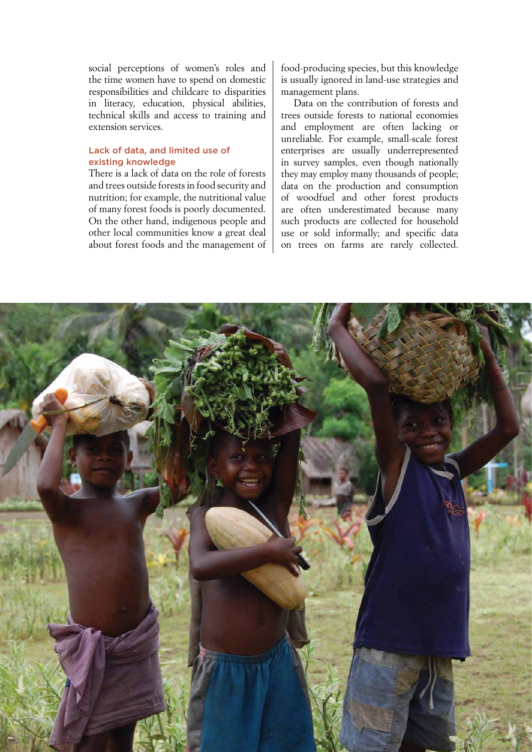social perceptions of women's roles and the time women have to spend on domestic responsibilities and childcare to disparities in literacy, education, physical abilities, technical skills and access to training and extension services.

### Lack of data, and limited use of existing knowledge

There is a lack of data on the role of forests and trees outside forests in food security and nutrition; for example, the nutritional value of many forest foods is poorly documented. On the other hand, indigenous people and other local communities know a great deal about forest foods and the management of food-producing species, but this knowledge is usually ignored in land-use strategies and management plans.

Data on the contribution of forests and trees outside forests to national economies and employment are often lacking or unreliable. For example, small-scale forest enterprises are usually underrepresented in survey samples, even though nationally they may employ many thousands of people; data on the production and consumption of woodfuel and other forest products are often underestimated because many such products are collected for household use or sold informally; and specific data on trees on farms are rarely collected.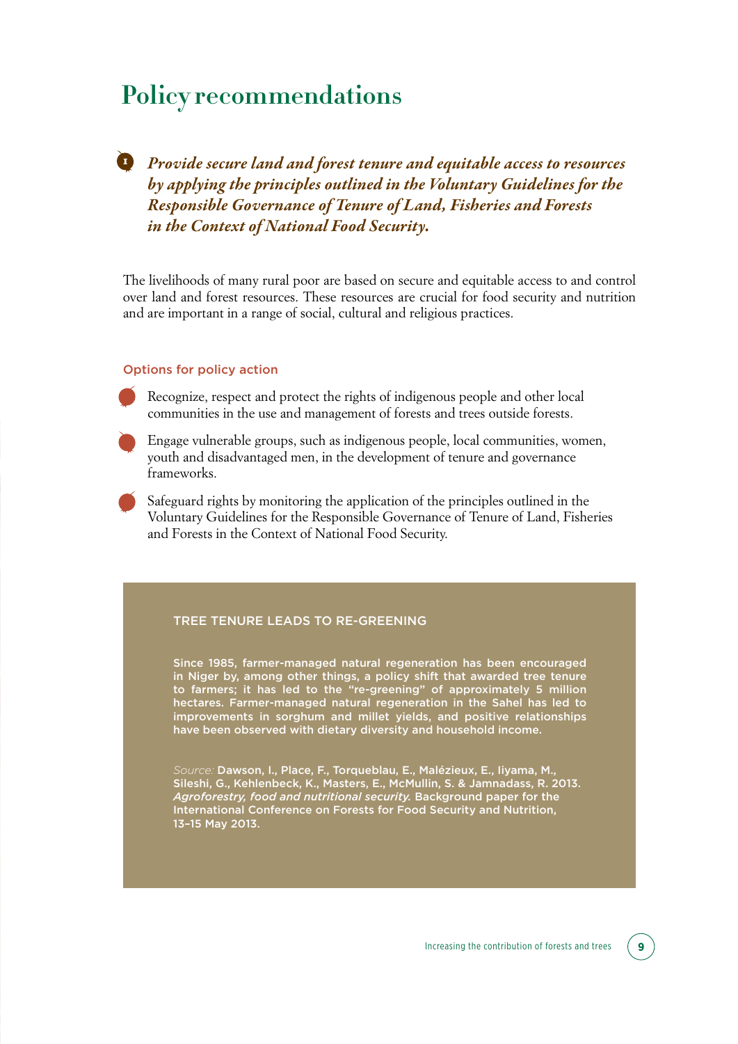# Policy recommendations

**1** ***Provide secure land and forest tenure and equitable access to resources by applying the principles outlined in the Voluntary Guidelines for the Responsible Governance of Tenure of Land, Fisheries and Forests in the Context of National Food Security.***

The livelihoods of many rural poor are based on secure and equitable access to and control over land and forest resources. These resources are crucial for food security and nutrition and are important in a range of social, cultural and religious practices.

#### Options for policy action

- Recognize, respect and protect the rights of indigenous people and other local communities in the use and management of forests and trees outside forests.
- Engage vulnerable groups, such as indigenous people, local communities, women, youth and disadvantaged men, in the development of tenure and governance frameworks.
- Safeguard rights by monitoring the application of the principles outlined in the Voluntary Guidelines for the Responsible Governance of Tenure of Land, Fisheries and Forests in the Context of National Food Security.

#### TREE TENURE LEADS TO RE-GREENING

Since 1985, farmer-managed natural regeneration has been encouraged in Niger by, among other things, a policy shift that awarded tree tenure to farmers; it has led to the "re-greening" of approximately 5 million hectares. Farmer-managed natural regeneration in the Sahel has led to improvements in sorghum and millet yields, and positive relationships have been observed with dietary diversity and household income.

*Source:* Dawson, I., Place, F., Torquebiau, E., Malézieux, E., Iiyama, M., Sileshi, G., Kehlenbeck, K., Masters, E., McMullin, S. & Jamnadass, R. 2013. *Agroforestry, food and nutritional security.* Background paper for the International Conference on Forests for Food Security and Nutrition, 13–15 May 2013.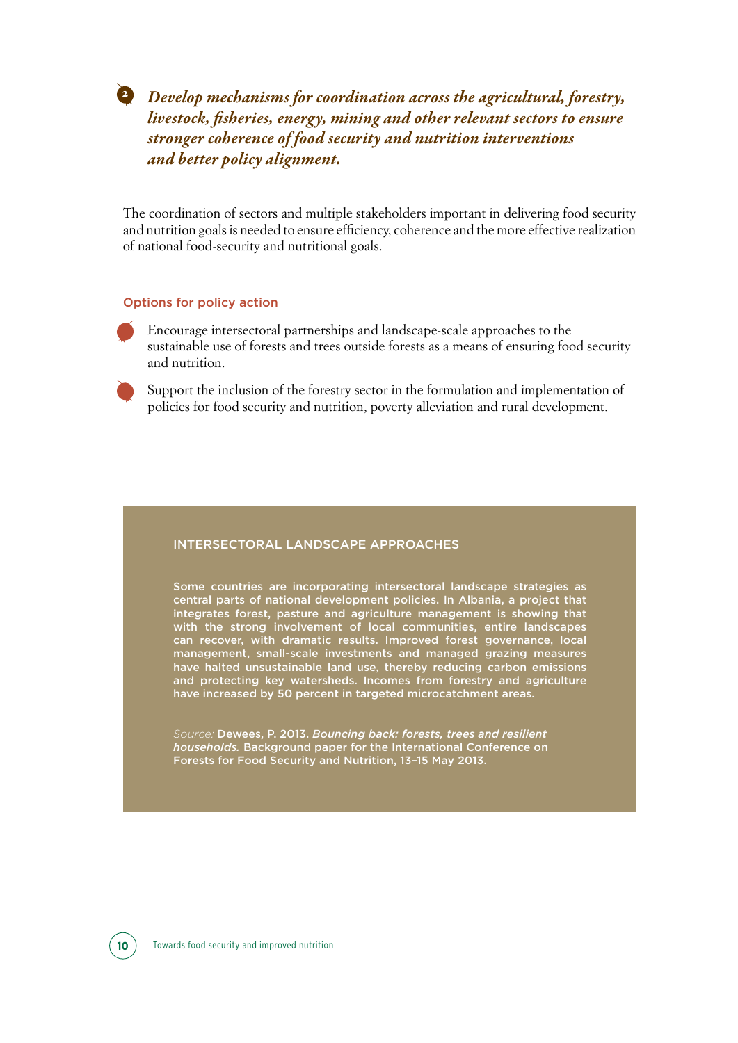## 2 *Develop mechanisms for coordination across the agricultural, forestry, livestock, fisheries, energy, mining and other relevant sectors to ensure stronger coherence of food security and nutrition interventions and better policy alignment.*

The coordination of sectors and multiple stakeholders important in delivering food security and nutrition goals is needed to ensure efficiency, coherence and the more effective realization of national food-security and nutritional goals.

### Options for policy action

- Encourage intersectoral partnerships and landscape-scale approaches to the sustainable use of forests and trees outside forests as a means of ensuring food security and nutrition.
- Support the inclusion of the forestry sector in the formulation and implementation of policies for food security and nutrition, poverty alleviation and rural development.

### INTERSECTORAL LANDSCAPE APPROACHES

Some countries are incorporating intersectoral landscape strategies as central parts of national development policies. In Albania, a project that integrates forest, pasture and agriculture management is showing that with the strong involvement of local communities, entire landscapes can recover, with dramatic results. Improved forest governance, local management, small-scale investments and managed grazing measures have halted unsustainable land use, thereby reducing carbon emissions and protecting key watersheds. Incomes from forestry and agriculture have increased by 50 percent in targeted microcatchment areas.

*Source:* Dewees, P. 2013. *Bouncing back: forests, trees and resilient households.* Background paper for the International Conference on Forests for Food Security and Nutrition, 13–15 May 2013.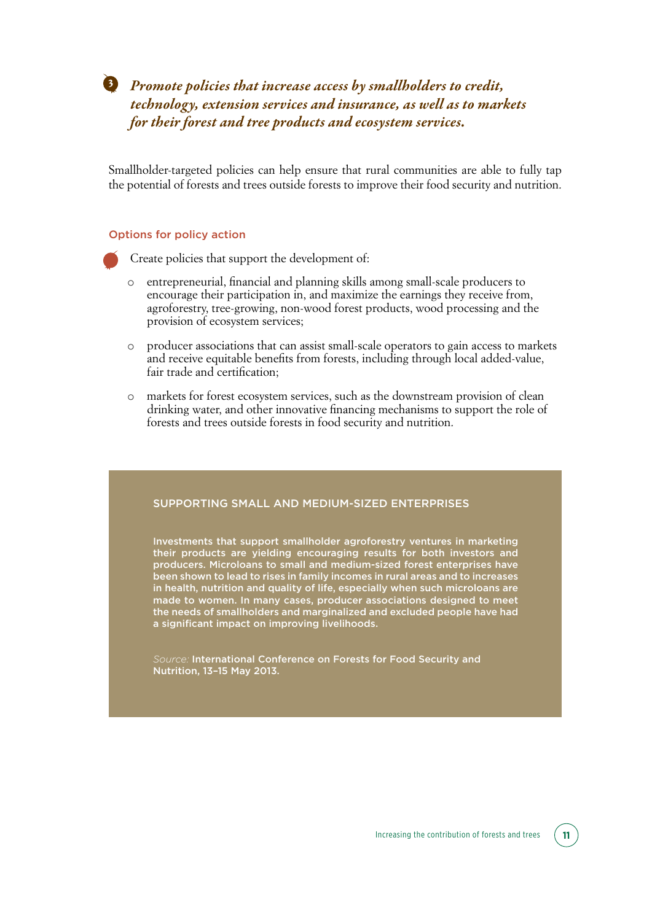### 3 *Promote policies that increase access by smallholders to credit, technology, extension services and insurance, as well as to markets for their forest and tree products and ecosystem services.*

Smallholder-targeted policies can help ensure that rural communities are able to fully tap the potential of forests and trees outside forests to improve their food security and nutrition.

#### Options for policy action

- Create policies that support the development of:
  - entrepreneurial, financial and planning skills among small-scale producers to encourage their participation in, and maximize the earnings they receive from, agroforestry, tree-growing, non-wood forest products, wood processing and the provision of ecosystem services;
  - producer associations that can assist small-scale operators to gain access to markets and receive equitable benefits from forests, including through local added-value, fair trade and certification;
  - markets for forest ecosystem services, such as the downstream provision of clean drinking water, and other innovative financing mechanisms to support the role of forests and trees outside forests in food security and nutrition.

#### SUPPORTING SMALL AND MEDIUM-SIZED ENTERPRISES

Investments that support smallholder agroforestry ventures in marketing their products are yielding encouraging results for both investors and producers. Microloans to small and medium-sized forest enterprises have been shown to lead to rises in family incomes in rural areas and to increases in health, nutrition and quality of life, especially when such microloans are made to women. In many cases, producer associations designed to meet the needs of smallholders and marginalized and excluded people have had a significant impact on improving livelihoods.

*Source:* International Conference on Forests for Food Security and Nutrition, 13–15 May 2013.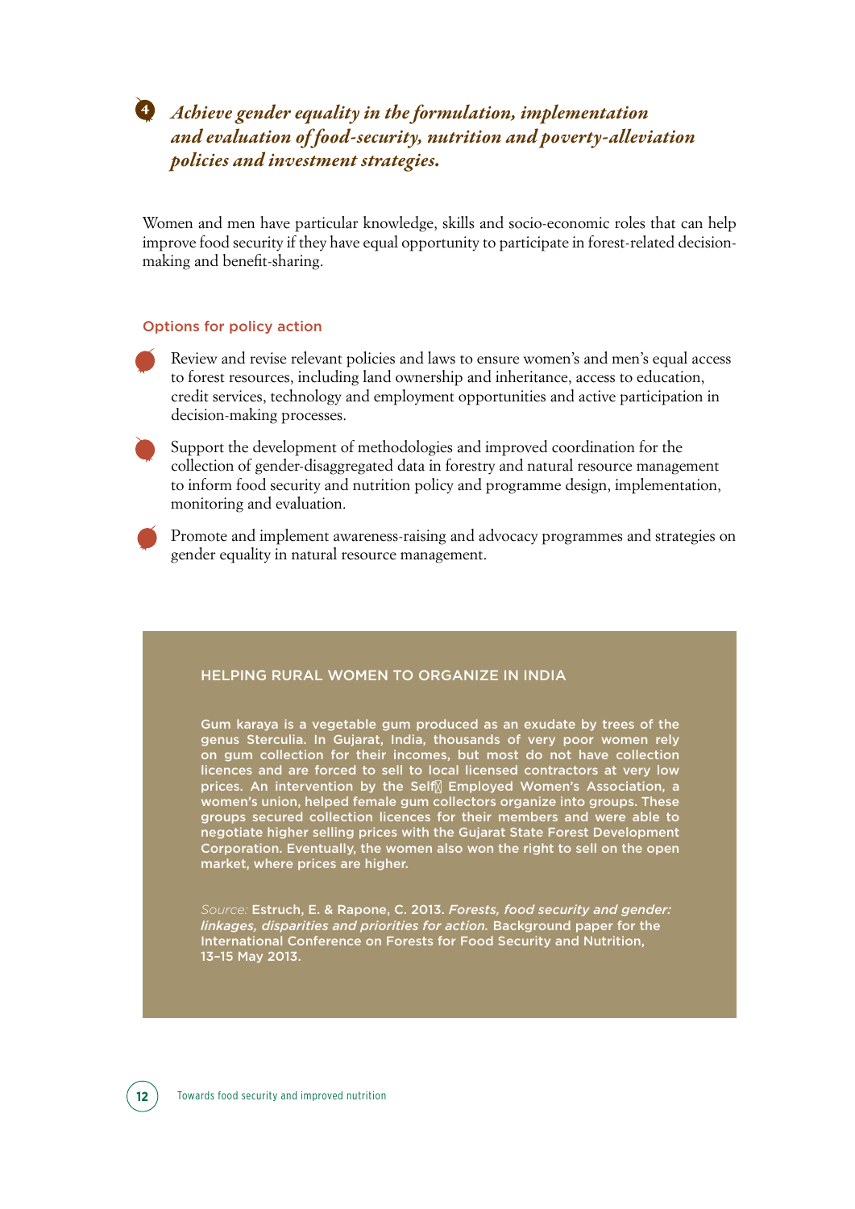## 4 *Achieve gender equality in the formulation, implementation and evaluation of food-security, nutrition and poverty-alleviation policies and investment strategies.*

Women and men have particular knowledge, skills and socio-economic roles that can help improve food security if they have equal opportunity to participate in forest-related decision-making and benefit-sharing.

### Options for policy action

- Review and revise relevant policies and laws to ensure women's and men's equal access to forest resources, including land ownership and inheritance, access to education, credit services, technology and employment opportunities and active participation in decision-making processes.
- Support the development of methodologies and improved coordination for the collection of gender-disaggregated data in forestry and natural resource management to inform food security and nutrition policy and programme design, implementation, monitoring and evaluation.
- Promote and implement awareness-raising and advocacy programmes and strategies on gender equality in natural resource management.

#### HELPING RURAL WOMEN TO ORGANIZE IN INDIA

Gum karaya is a vegetable gum produced as an exudate by trees of the genus Sterculia. In Gujarat, India, thousands of very poor women rely on gum collection for their incomes, but most do not have collection licences and are forced to sell to local licensed contractors at very low prices. An intervention by the Self-Employed Women's Association, a women's union, helped female gum collectors organize into groups. These groups secured collection licences for their members and were able to negotiate higher selling prices with the Gujarat State Forest Development Corporation. Eventually, the women also won the right to sell on the open market, where prices are higher.

*Source:* Estruch, E. & Rapone, C. 2013. *Forests, food security and gender: linkages, disparities and priorities for action.* Background paper for the International Conference on Forests for Food Security and Nutrition, 13–15 May 2013.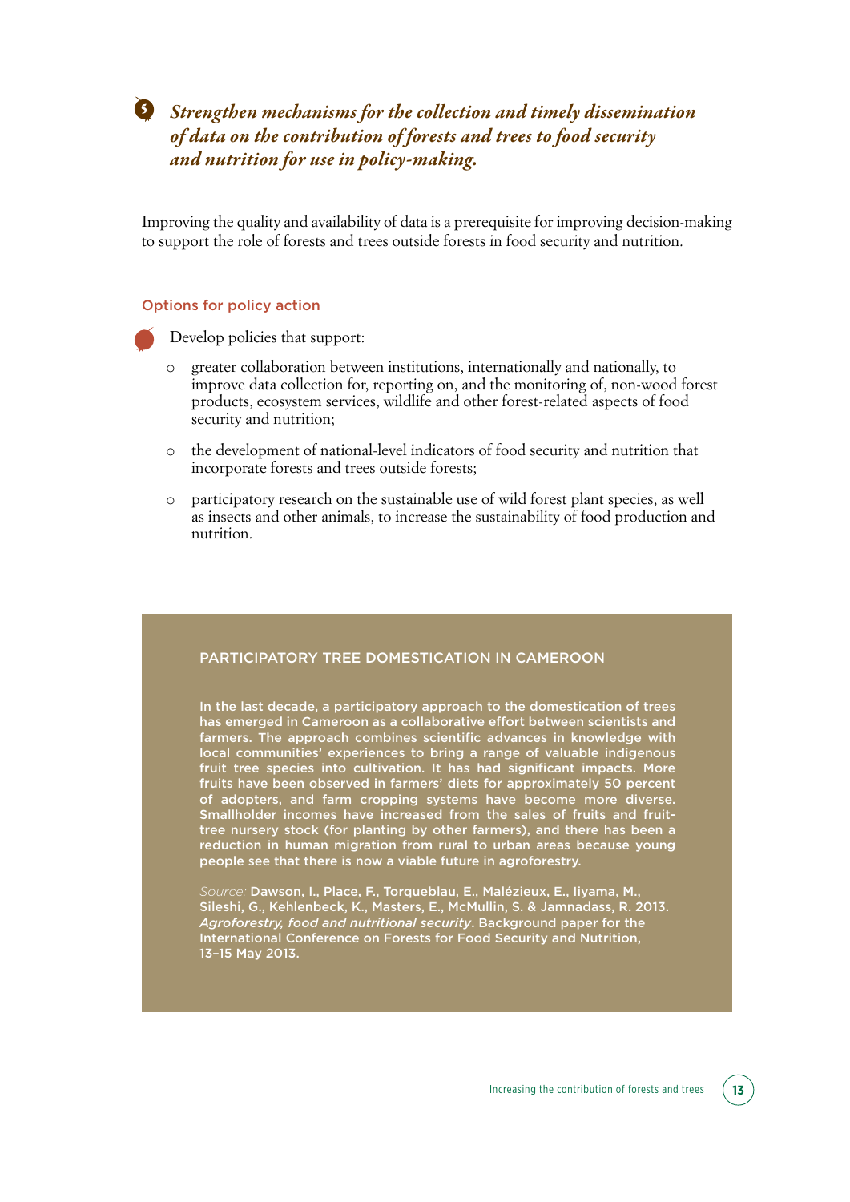## 5 *Strengthen mechanisms for the collection and timely dissemination of data on the contribution of forests and trees to food security and nutrition for use in policy-making.*

Improving the quality and availability of data is a prerequisite for improving decision-making to support the role of forests and trees outside forests in food security and nutrition.

### Options for policy action

- Develop policies that support:
  - greater collaboration between institutions, internationally and nationally, to improve data collection for, reporting on, and the monitoring of, non-wood forest products, ecosystem services, wildlife and other forest-related aspects of food security and nutrition;
  - the development of national-level indicators of food security and nutrition that incorporate forests and trees outside forests;
  - participatory research on the sustainable use of wild forest plant species, as well as insects and other animals, to increase the sustainability of food production and nutrition.

#### PARTICIPATORY TREE DOMESTICATION IN CAMEROON

In the last decade, a participatory approach to the domestication of trees has emerged in Cameroon as a collaborative effort between scientists and farmers. The approach combines scientific advances in knowledge with local communities' experiences to bring a range of valuable indigenous fruit tree species into cultivation. It has had significant impacts. More fruits have been observed in farmers' diets for approximately 50 percent of adopters, and farm cropping systems have become more diverse. Smallholder incomes have increased from the sales of fruits and fruit-tree nursery stock (for planting by other farmers), and there has been a reduction in human migration from rural to urban areas because young people see that there is now a viable future in agroforestry.

*Source:* Dawson, I., Place, F., Torquebiau, E., Malézieux, E., Iiyama, M., Sileshi, G., Kehlenbeck, K., Masters, E., McMullin, S. & Jamnadass, R. 2013. *Agroforestry, food and nutritional security*. Background paper for the International Conference on Forests for Food Security and Nutrition, 13–15 May 2013.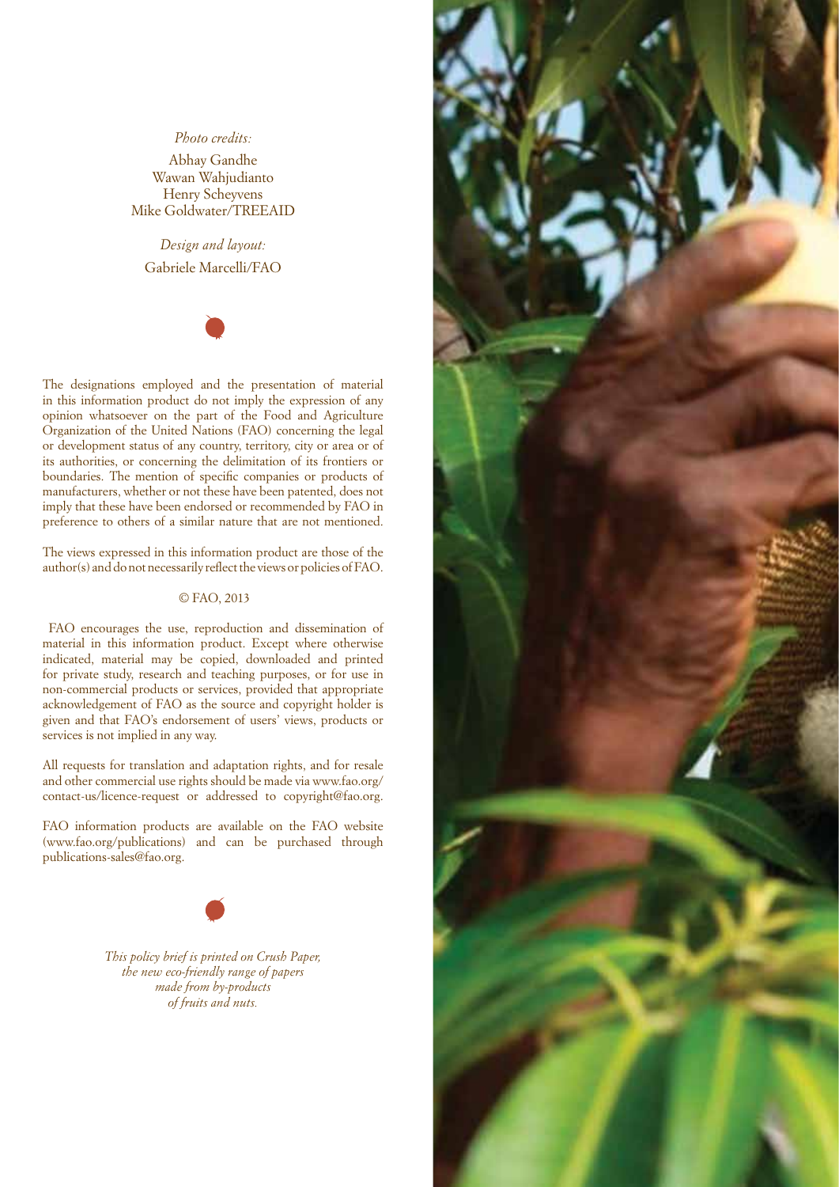*Photo credits:*

Abhay Gandhe
Wawan Wahjudianto
Henry Scheyvens
Mike Goldwater/TREEAID

*Design and layout:*

Gabriele Marcelli/FAO

The designations employed and the presentation of material in this information product do not imply the expression of any opinion whatsoever on the part of the Food and Agriculture Organization of the United Nations (FAO) concerning the legal or development status of any country, territory, city or area or of its authorities, or concerning the delimitation of its frontiers or boundaries. The mention of specific companies or products of manufacturers, whether or not these have been patented, does not imply that these have been endorsed or recommended by FAO in preference to others of a similar nature that are not mentioned.

The views expressed in this information product are those of the author(s) and do not necessarily reflect the views or policies of FAO.

© FAO, 2013

FAO encourages the use, reproduction and dissemination of material in this information product. Except where otherwise indicated, material may be copied, downloaded and printed for private study, research and teaching purposes, or for use in non-commercial products or services, provided that appropriate acknowledgement of FAO as the source and copyright holder is given and that FAO's endorsement of users' views, products or services is not implied in any way.

All requests for translation and adaptation rights, and for resale and other commercial use rights should be made via www.fao.org/contact-us/licence-request or addressed to copyright@fao.org.

FAO information products are available on the FAO website (www.fao.org/publications) and can be purchased through publications-sales@fao.org.

*This policy brief is printed on Crush Paper, the new eco-friendly range of papers made from by-products of fruits and nuts.*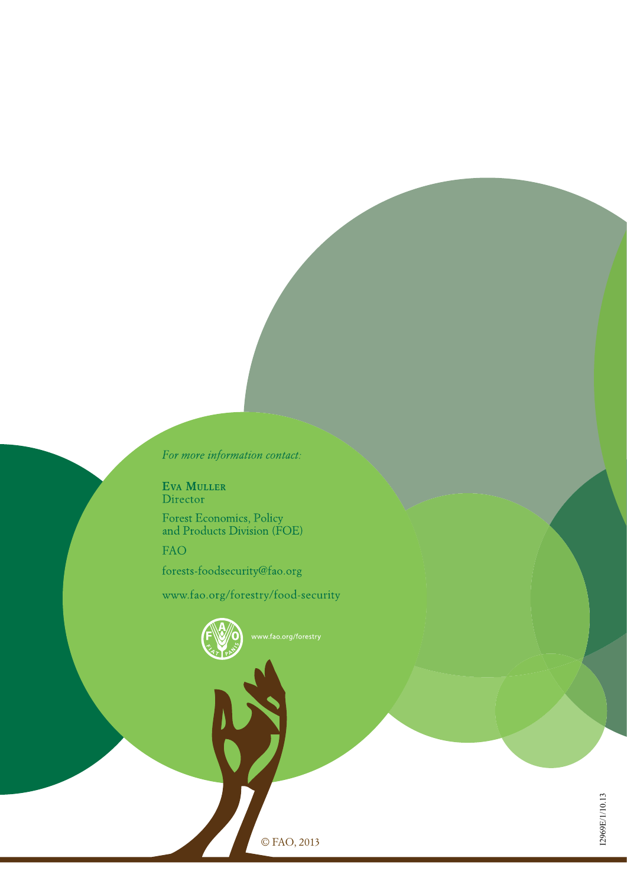*For more information contact:*

**Eva Muller**
Director

Forest Economics, Policy
and Products Division (FOE)

FAO

forests-foodsecurity@fao.org

www.fao.org/forestry/food-security

www.fao.org/forestry

© FAO, 2013

I2969E/1/10.13